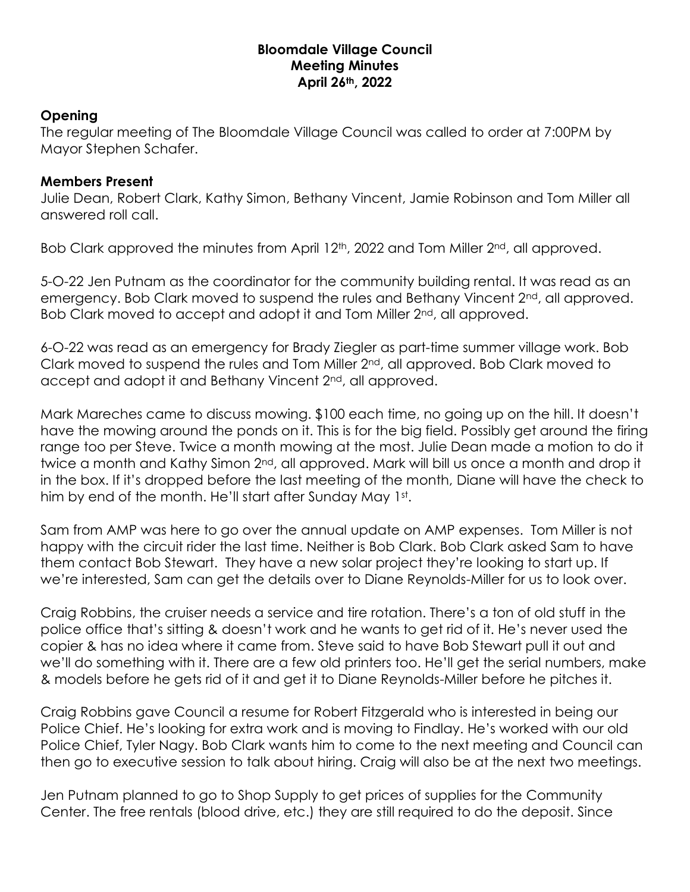**Bloomdale Village Council**
**Meeting Minutes**
**April 26th, 2022**

## Opening

The regular meeting of The Bloomdale Village Council was called to order at 7:00PM by Mayor Stephen Schafer.

## Members Present

Julie Dean, Robert Clark, Kathy Simon, Bethany Vincent, Jamie Robinson and Tom Miller all answered roll call.

Bob Clark approved the minutes from April 12th, 2022 and Tom Miller 2nd, all approved.

5-O-22 Jen Putnam as the coordinator for the community building rental. It was read as an emergency. Bob Clark moved to suspend the rules and Bethany Vincent 2nd, all approved. Bob Clark moved to accept and adopt it and Tom Miller 2nd, all approved.

6-O-22 was read as an emergency for Brady Ziegler as part-time summer village work. Bob Clark moved to suspend the rules and Tom Miller 2nd, all approved. Bob Clark moved to accept and adopt it and Bethany Vincent 2nd, all approved.

Mark Mareches came to discuss mowing. $100 each time, no going up on the hill. It doesn't have the mowing around the ponds on it. This is for the big field. Possibly get around the firing range too per Steve. Twice a month mowing at the most. Julie Dean made a motion to do it twice a month and Kathy Simon 2nd, all approved. Mark will bill us once a month and drop it in the box. If it's dropped before the last meeting of the month, Diane will have the check to him by end of the month. He'll start after Sunday May 1st.

Sam from AMP was here to go over the annual update on AMP expenses. Tom Miller is not happy with the circuit rider the last time. Neither is Bob Clark. Bob Clark asked Sam to have them contact Bob Stewart. They have a new solar project they're looking to start up. If we're interested, Sam can get the details over to Diane Reynolds-Miller for us to look over.

Craig Robbins, the cruiser needs a service and tire rotation. There's a ton of old stuff in the police office that's sitting & doesn't work and he wants to get rid of it. He's never used the copier & has no idea where it came from. Steve said to have Bob Stewart pull it out and we'll do something with it. There are a few old printers too. He'll get the serial numbers, make & models before he gets rid of it and get it to Diane Reynolds-Miller before he pitches it.

Craig Robbins gave Council a resume for Robert Fitzgerald who is interested in being our Police Chief. He's looking for extra work and is moving to Findlay. He's worked with our old Police Chief, Tyler Nagy. Bob Clark wants him to come to the next meeting and Council can then go to executive session to talk about hiring. Craig will also be at the next two meetings.

Jen Putnam planned to go to Shop Supply to get prices of supplies for the Community Center. The free rentals (blood drive, etc.) they are still required to do the deposit. Since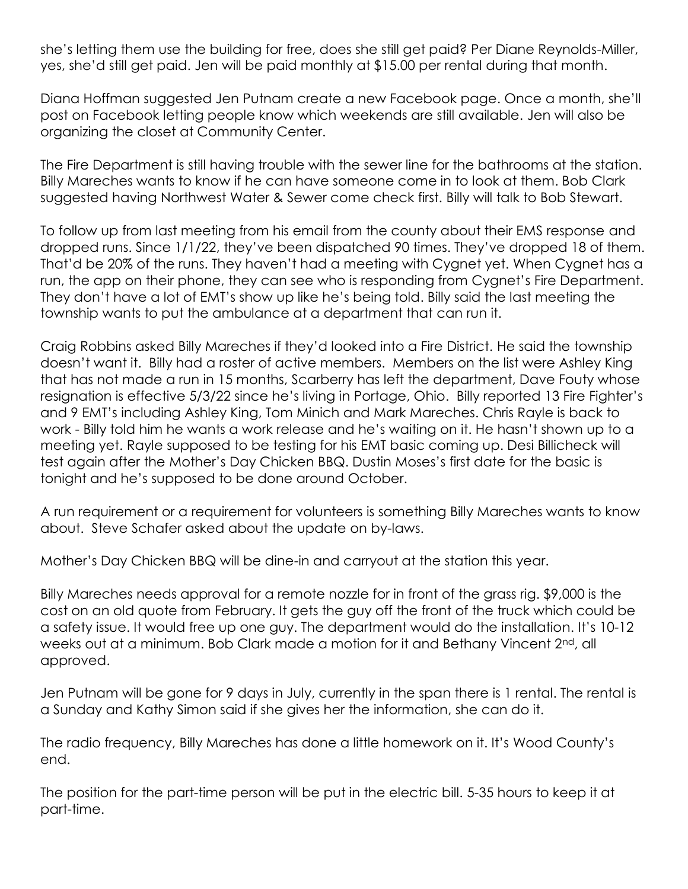she's letting them use the building for free, does she still get paid? Per Diane Reynolds-Miller, yes, she'd still get paid. Jen will be paid monthly at $15.00 per rental during that month.

Diana Hoffman suggested Jen Putnam create a new Facebook page. Once a month, she'll post on Facebook letting people know which weekends are still available. Jen will also be organizing the closet at Community Center.

The Fire Department is still having trouble with the sewer line for the bathrooms at the station. Billy Mareches wants to know if he can have someone come in to look at them. Bob Clark suggested having Northwest Water & Sewer come check first. Billy will talk to Bob Stewart.

To follow up from last meeting from his email from the county about their EMS response and dropped runs. Since 1/1/22, they've been dispatched 90 times. They've dropped 18 of them. That'd be 20% of the runs. They haven't had a meeting with Cygnet yet. When Cygnet has a run, the app on their phone, they can see who is responding from Cygnet's Fire Department. They don't have a lot of EMT's show up like he's being told. Billy said the last meeting the township wants to put the ambulance at a department that can run it.

Craig Robbins asked Billy Mareches if they'd looked into a Fire District. He said the township doesn't want it. Billy had a roster of active members. Members on the list were Ashley King that has not made a run in 15 months, Scarberry has left the department, Dave Fouty whose resignation is effective 5/3/22 since he's living in Portage, Ohio. Billy reported 13 Fire Fighter's and 9 EMT's including Ashley King, Tom Minich and Mark Mareches. Chris Rayle is back to work - Billy told him he wants a work release and he's waiting on it. He hasn't shown up to a meeting yet. Rayle supposed to be testing for his EMT basic coming up. Desi Billicheck will test again after the Mother's Day Chicken BBQ. Dustin Moses's first date for the basic is tonight and he's supposed to be done around October.

A run requirement or a requirement for volunteers is something Billy Mareches wants to know about. Steve Schafer asked about the update on by-laws.

Mother's Day Chicken BBQ will be dine-in and carryout at the station this year.

Billy Mareches needs approval for a remote nozzle for in front of the grass rig. $9,000 is the cost on an old quote from February. It gets the guy off the front of the truck which could be a safety issue. It would free up one guy. The department would do the installation. It's 10-12 weeks out at a minimum. Bob Clark made a motion for it and Bethany Vincent 2nd, all approved.

Jen Putnam will be gone for 9 days in July, currently in the span there is 1 rental. The rental is a Sunday and Kathy Simon said if she gives her the information, she can do it.

The radio frequency, Billy Mareches has done a little homework on it. It's Wood County's end.

The position for the part-time person will be put in the electric bill. 5-35 hours to keep it at part-time.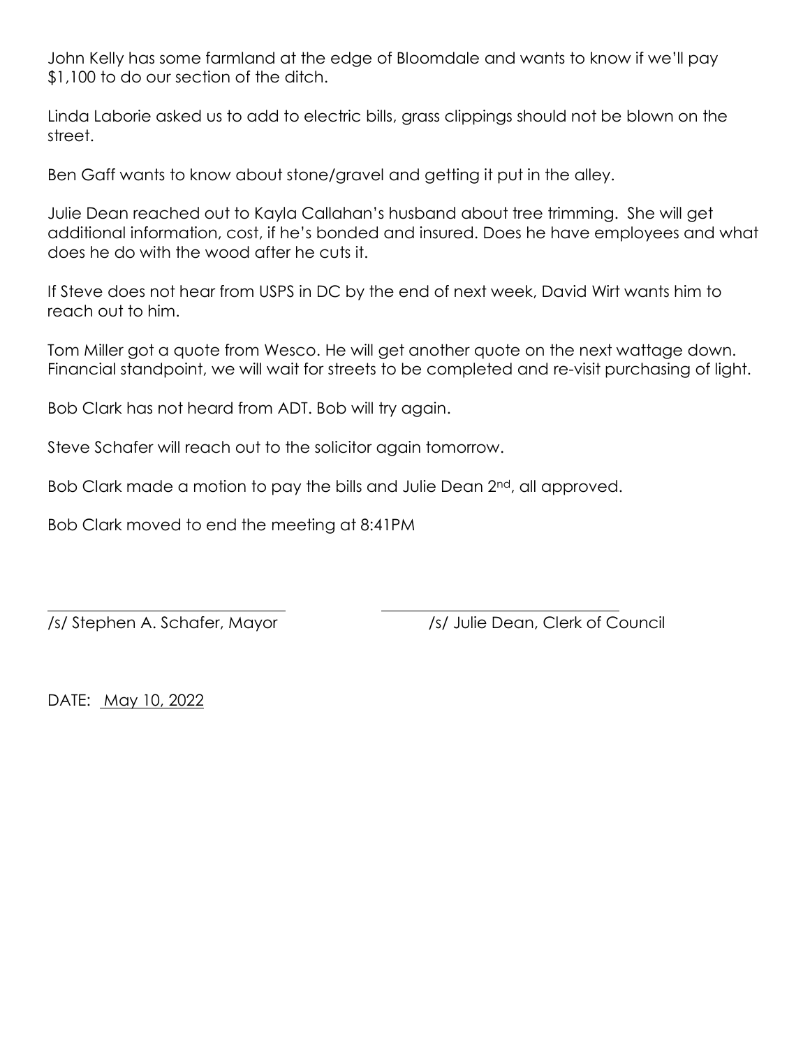John Kelly has some farmland at the edge of Bloomdale and wants to know if we'll pay $1,100 to do our section of the ditch.

Linda Laborie asked us to add to electric bills, grass clippings should not be blown on the street.

Ben Gaff wants to know about stone/gravel and getting it put in the alley.

Julie Dean reached out to Kayla Callahan's husband about tree trimming. She will get additional information, cost, if he's bonded and insured. Does he have employees and what does he do with the wood after he cuts it.

If Steve does not hear from USPS in DC by the end of next week, David Wirt wants him to reach out to him.

Tom Miller got a quote from Wesco. He will get another quote on the next wattage down. Financial standpoint, we will wait for streets to be completed and re-visit purchasing of light.

Bob Clark has not heard from ADT. Bob will try again.

Steve Schafer will reach out to the solicitor again tomorrow.

Bob Clark made a motion to pay the bills and Julie Dean 2nd, all approved.

Bob Clark moved to end the meeting at 8:41PM

/s/ Stephen A. Schafer, Mayor

/s/ Julie Dean, Clerk of Council

DATE: May 10, 2022